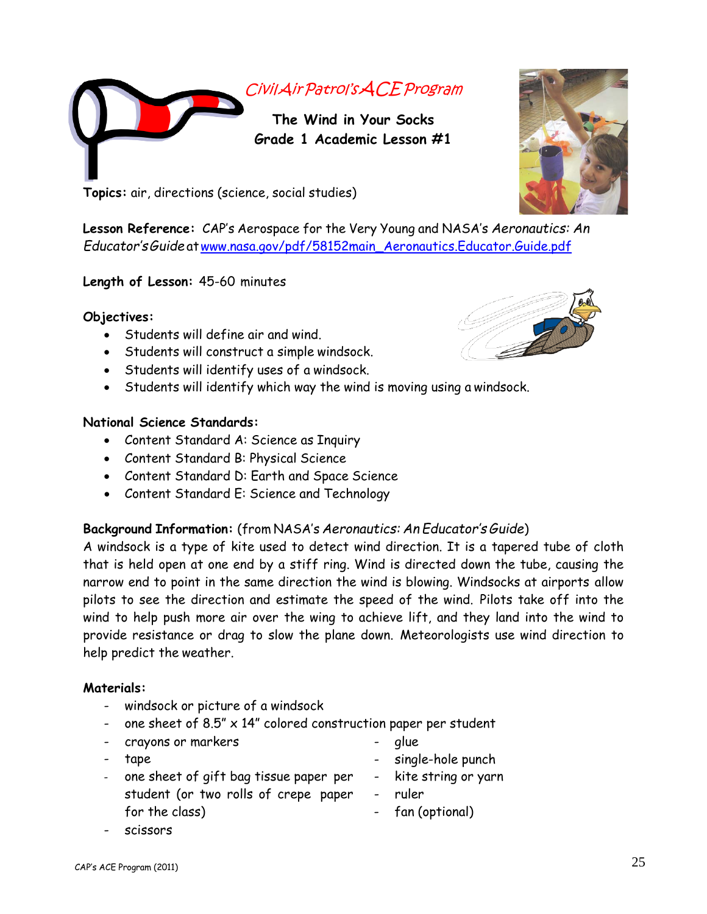*Civil Air Patrol's ACE Program*

# The Wind in Your Socks
## Grade 1 Academic Lesson #1

**Topics:** air, directions (science, social studies)

**Lesson Reference:** CAP's Aerospace for the Very Young and NASA's *Aeronautics: An Educator's Guide* at www.nasa.gov/pdf/58152main_Aeronautics.Educator.Guide.pdf

**Length of Lesson:** 45-60 minutes

**Objectives:**

- Students will define air and wind.
- Students will construct a simple windsock.
- Students will identify uses of a windsock.
- Students will identify which way the wind is moving using a windsock.

**National Science Standards:**

- Content Standard A: Science as Inquiry
- Content Standard B: Physical Science
- Content Standard D: Earth and Space Science
- Content Standard E: Science and Technology

**Background Information:** (from NASA's *Aeronautics: An Educator's Guide*)
A windsock is a type of kite used to detect wind direction. It is a tapered tube of cloth that is held open at one end by a stiff ring. Wind is directed down the tube, causing the narrow end to point in the same direction the wind is blowing. Windsocks at airports allow pilots to see the direction and estimate the speed of the wind. Pilots take off into the wind to help push more air over the wing to achieve lift, and they land into the wind to provide resistance or drag to slow the plane down. Meteorologists use wind direction to help predict the weather.

**Materials:**

- windsock or picture of a windsock
- one sheet of 8.5" x 14" colored construction paper per student
- crayons or markers
- tape
- one sheet of gift bag tissue paper per student (or two rolls of crepe paper for the class)
- scissors
- glue
- single-hole punch
- kite string or yarn
- ruler
- fan (optional)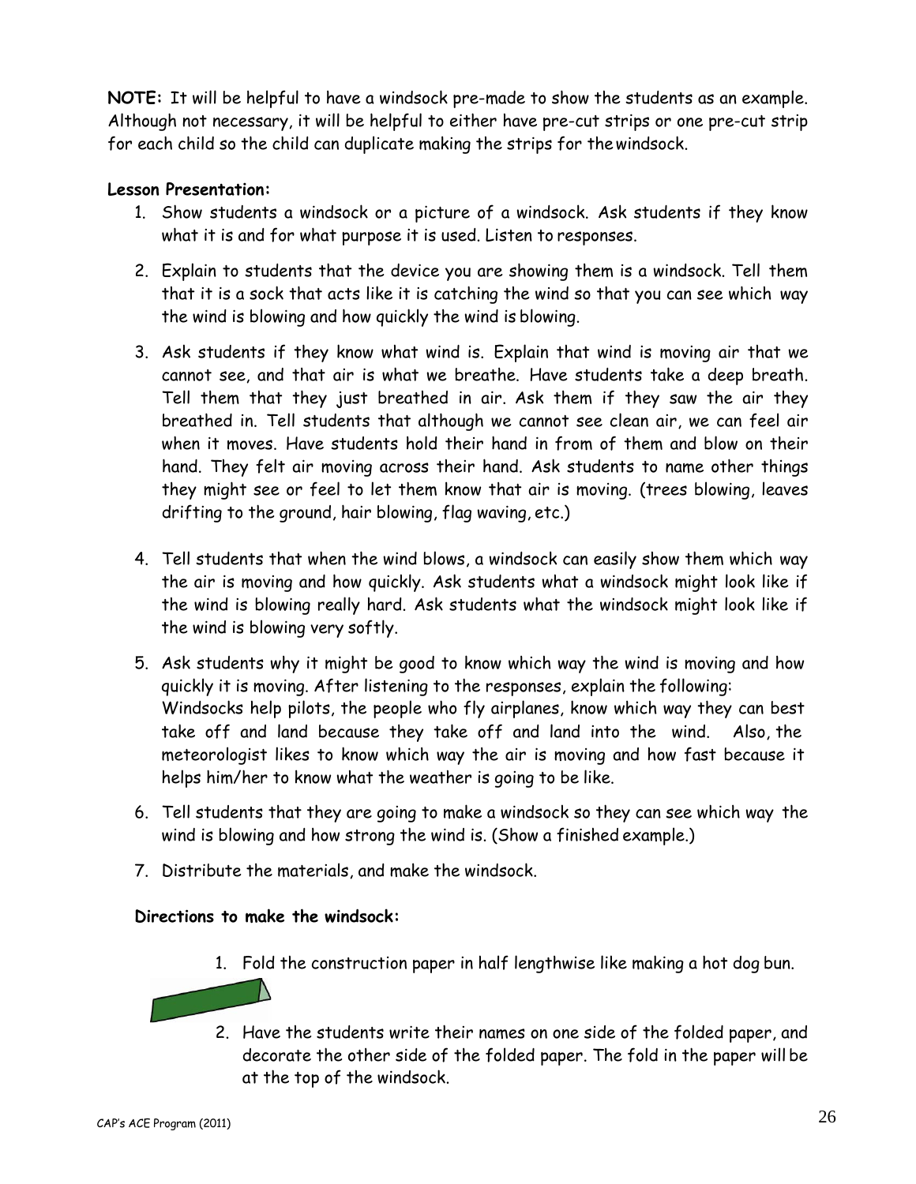**NOTE:** It will be helpful to have a windsock pre-made to show the students as an example. Although not necessary, it will be helpful to either have pre-cut strips or one pre-cut strip for each child so the child can duplicate making the strips for the windsock.

**Lesson Presentation:**

1. Show students a windsock or a picture of a windsock. Ask students if they know what it is and for what purpose it is used. Listen to responses.
2. Explain to students that the device you are showing them is a windsock. Tell them that it is a sock that acts like it is catching the wind so that you can see which way the wind is blowing and how quickly the wind is blowing.
3. Ask students if they know what wind is. Explain that wind is moving air that we cannot see, and that air is what we breathe. Have students take a deep breath. Tell them that they just breathed in air. Ask them if they saw the air they breathed in. Tell students that although we cannot see clean air, we can feel air when it moves. Have students hold their hand in from of them and blow on their hand. They felt air moving across their hand. Ask students to name other things they might see or feel to let them know that air is moving. (trees blowing, leaves drifting to the ground, hair blowing, flag waving, etc.)
4. Tell students that when the wind blows, a windsock can easily show them which way the air is moving and how quickly. Ask students what a windsock might look like if the wind is blowing really hard. Ask students what the windsock might look like if the wind is blowing very softly.
5. Ask students why it might be good to know which way the wind is moving and how quickly it is moving. After listening to the responses, explain the following: Windsocks help pilots, the people who fly airplanes, know which way they can best take off and land because they take off and land into the wind. Also, the meteorologist likes to know which way the air is moving and how fast because it helps him/her to know what the weather is going to be like.
6. Tell students that they are going to make a windsock so they can see which way the wind is blowing and how strong the wind is. (Show a finished example.)
7. Distribute the materials, and make the windsock.

**Directions to make the windsock:**

1. Fold the construction paper in half lengthwise like making a hot dog bun.
2. Have the students write their names on one side of the folded paper, and decorate the other side of the folded paper. The fold in the paper will be at the top of the windsock.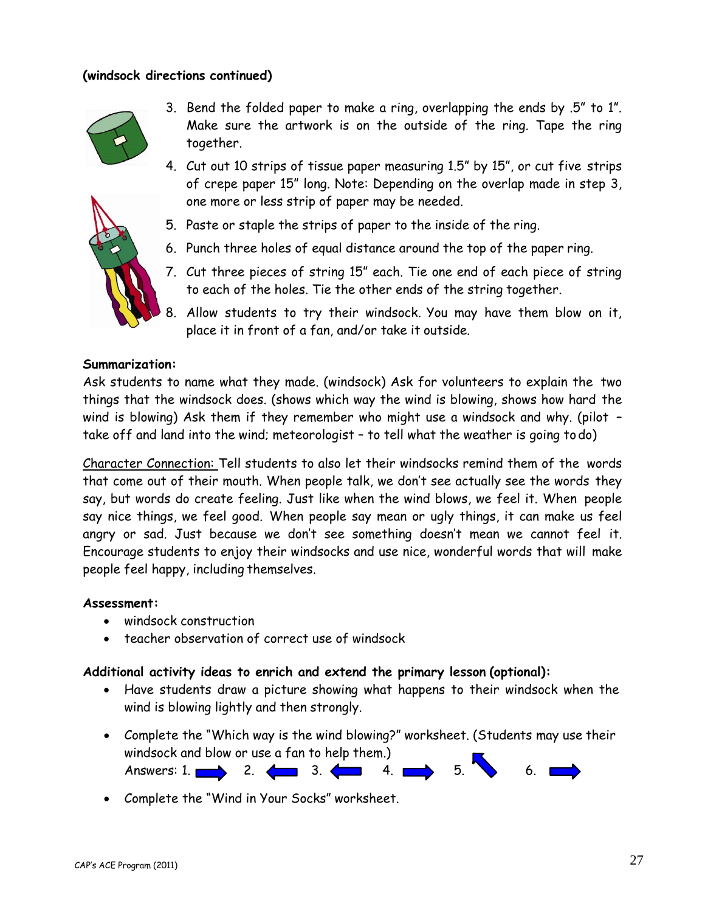**(windsock directions continued)**

3. Bend the folded paper to make a ring, overlapping the ends by .5" to 1". Make sure the artwork is on the outside of the ring. Tape the ring together.
4. Cut out 10 strips of tissue paper measuring 1.5" by 15", or cut five strips of crepe paper 15" long. Note: Depending on the overlap made in step 3, one more or less strip of paper may be needed.
5. Paste or staple the strips of paper to the inside of the ring.
6. Punch three holes of equal distance around the top of the paper ring.
7. Cut three pieces of string 15" each. Tie one end of each piece of string to each of the holes. Tie the other ends of the string together.
8. Allow students to try their windsock. You may have them blow on it, place it in front of a fan, and/or take it outside.

**Summarization:**
Ask students to name what they made. (windsock) Ask for volunteers to explain the two things that the windsock does. (shows which way the wind is blowing, shows how hard the wind is blowing) Ask them if they remember who might use a windsock and why. (pilot – take off and land into the wind; meteorologist – to tell what the weather is going to do)

<u>Character Connection:</u> Tell students to also let their windsocks remind them of the words that come out of their mouth. When people talk, we don't see actually see the words they say, but words do create feeling. Just like when the wind blows, we feel it. When people say nice things, we feel good. When people say mean or ugly things, it can make us feel angry or sad. Just because we don't see something doesn't mean we cannot feel it. Encourage students to enjoy their windsocks and use nice, wonderful words that will make people feel happy, including themselves.

**Assessment:**

- windsock construction
- teacher observation of correct use of windsock

**Additional activity ideas to enrich and extend the primary lesson (optional):**

- Have students draw a picture showing what happens to their windsock when the wind is blowing lightly and then strongly.
- Complete the "Which way is the wind blowing?" worksheet. (Students may use their windsock and blow or use a fan to help them.)
  Answers: 1. → 2. ← 3. ← 4. → 5. ↖ 6. →
- Complete the "Wind in Your Socks" worksheet.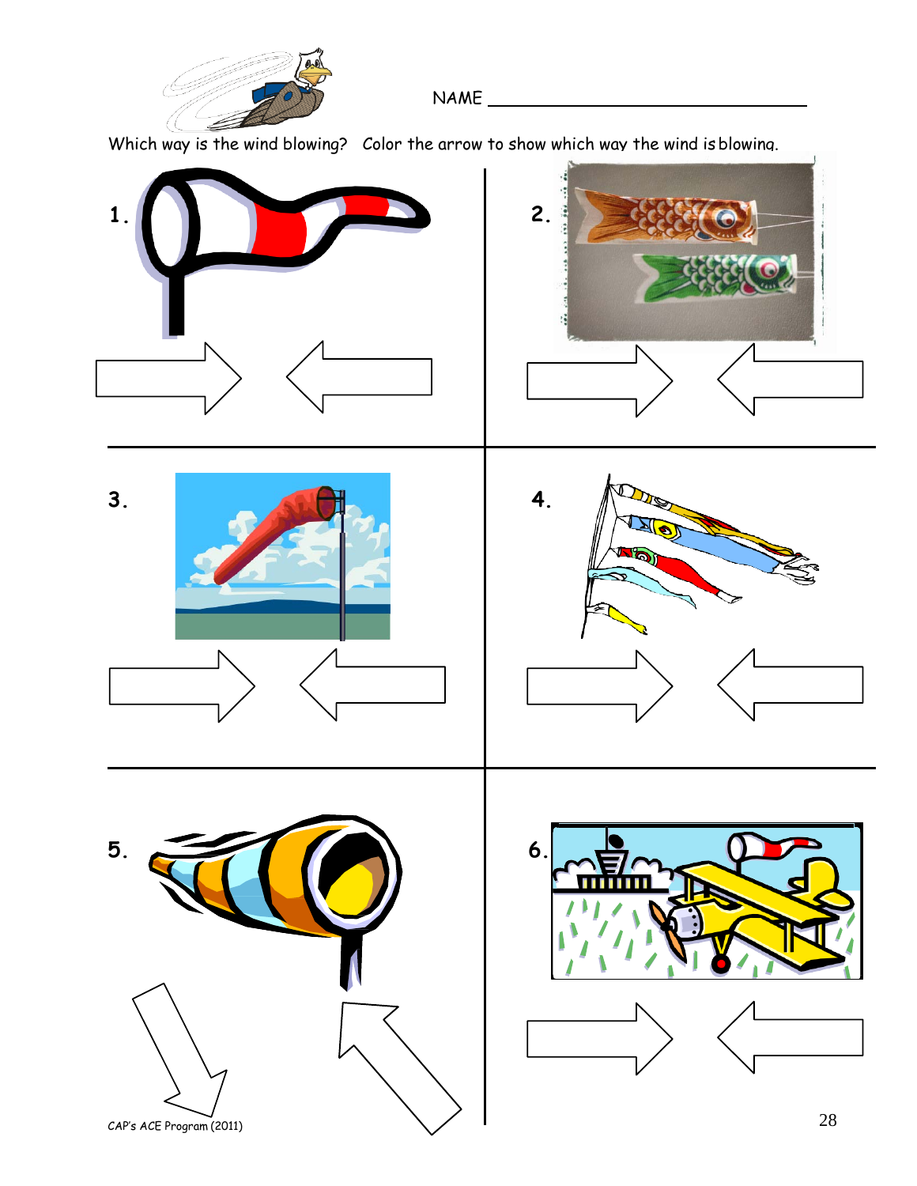NAME ______________________________

Which way is the wind blowing? Color the arrow to show which way the wind is blowing.

1.

2.

3.

4.

5.

6.

CAP's ACE Program (2011)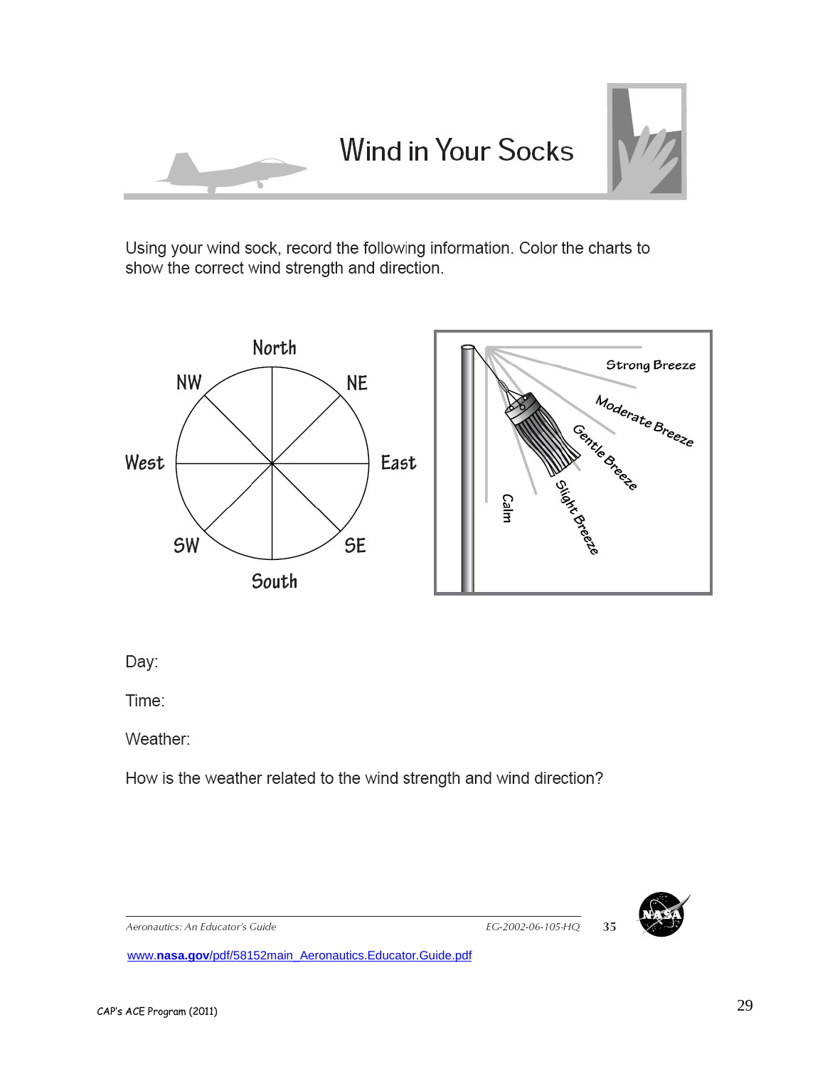# Wind in Your Socks

Using your wind sock, record the following information. Color the charts to show the correct wind strength and direction.

North
NE
East
SE
South
SW
West
NW

Strong Breeze
Moderate Breeze
Gentle Breeze
Slight Breeze
Calm

Day:

Time:

Weather:

How is the weather related to the wind strength and wind direction?

*Aeronautics: An Educator's Guide* EG-2002-06-105-HQ

www.nasa.gov/pdf/58152main_Aeronautics.Educator.Guide.pdf

CAP's ACE Program (2011)